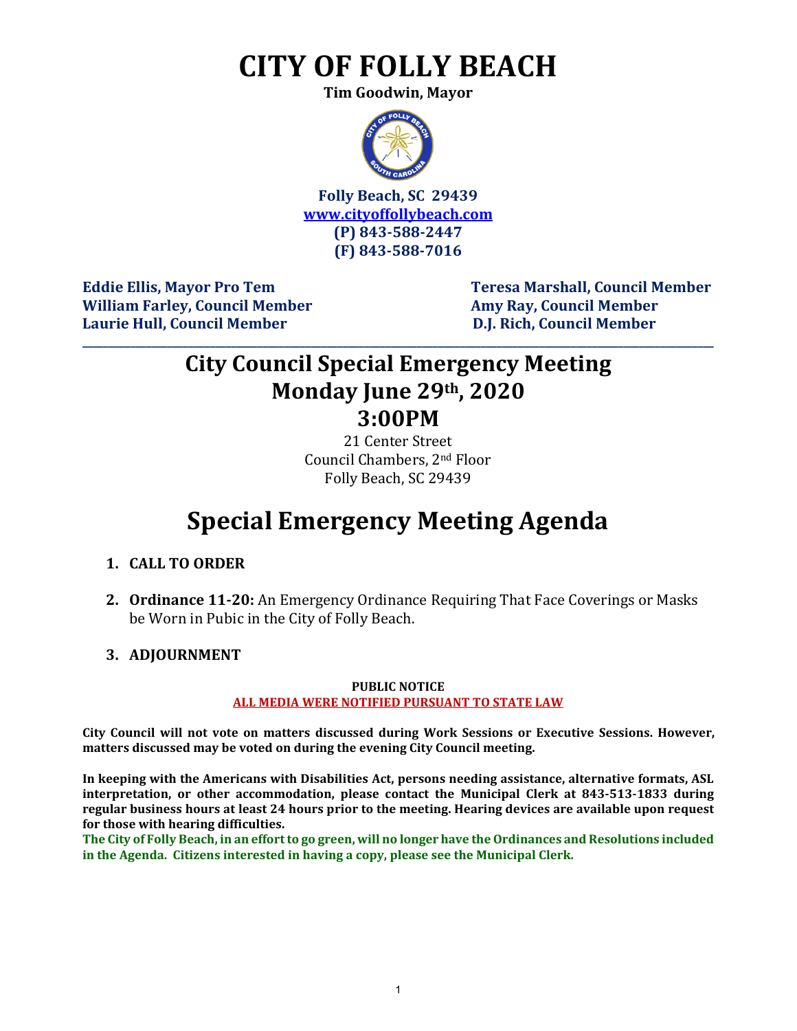# CITY OF FOLLY BEACH

**Tim Goodwin, Mayor**

**Folly Beach, SC 29439**
**www.cityoffollybeach.com**
**(P) 843-588-2447**
**(F) 843-588-7016**

**Eddie Ellis, Mayor Pro Tem**
**William Farley, Council Member**
**Laurie Hull, Council Member**
**Teresa Marshall, Council Member**
**Amy Ray, Council Member**
**D.J. Rich, Council Member**

---

## City Council Special Emergency Meeting
## Monday June 29th, 2020
## 3:00PM

21 Center Street
Council Chambers, 2nd Floor
Folly Beach, SC 29439

# Special Emergency Meeting Agenda

1. **CALL TO ORDER**

2. **Ordinance 11-20:** An Emergency Ordinance Requiring That Face Coverings or Masks be Worn in Pubic in the City of Folly Beach.

3. **ADJOURNMENT**

**PUBLIC NOTICE**
**ALL MEDIA WERE NOTIFIED PURSUANT TO STATE LAW**

**City Council will not vote on matters discussed during Work Sessions or Executive Sessions. However, matters discussed may be voted on during the evening City Council meeting.**

**In keeping with the Americans with Disabilities Act, persons needing assistance, alternative formats, ASL interpretation, or other accommodation, please contact the Municipal Clerk at 843-513-1833 during regular business hours at least 24 hours prior to the meeting. Hearing devices are available upon request for those with hearing difficulties.**

**The City of Folly Beach, in an effort to go green, will no longer have the Ordinances and Resolutions included in the Agenda. Citizens interested in having a copy, please see the Municipal Clerk.**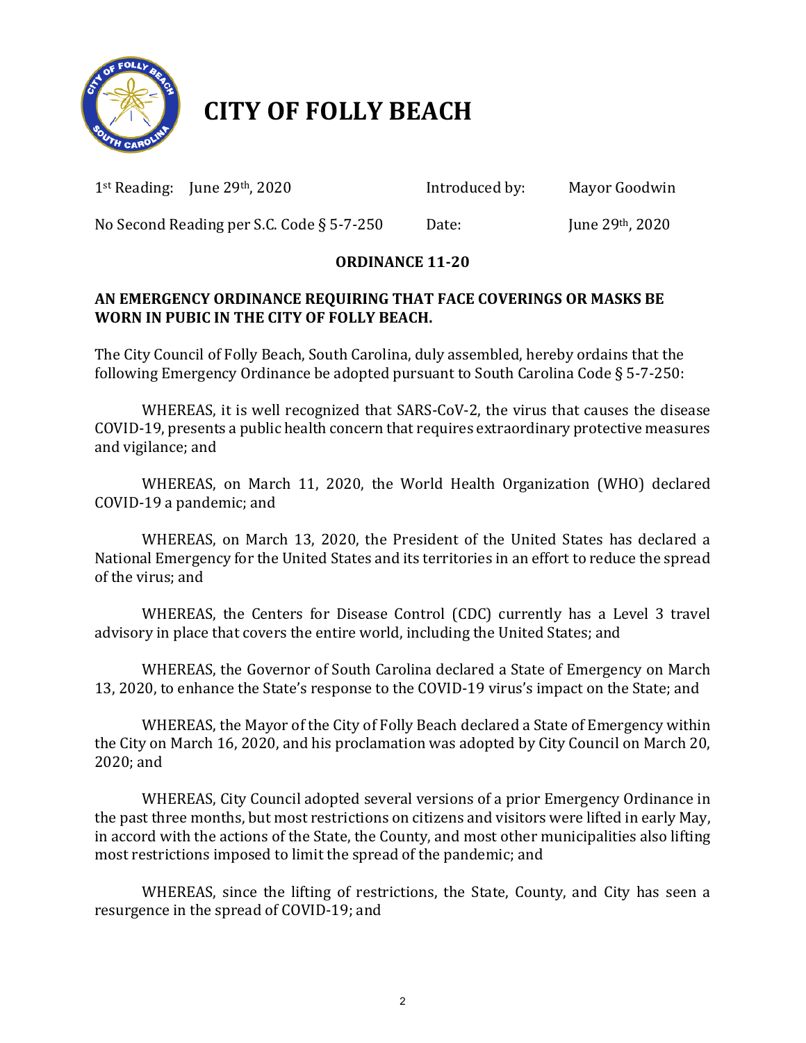# CITY OF FOLLY BEACH

| | | | |
|---|---|---|---|
| 1st Reading: | June 29th, 2020 | Introduced by: | Mayor Goodwin |
| No Second Reading per S.C. Code § 5-7-250 | | Date: | June 29th, 2020 |

**ORDINANCE 11-20**

**AN EMERGENCY ORDINANCE REQUIRING THAT FACE COVERINGS OR MASKS BE WORN IN PUBIC IN THE CITY OF FOLLY BEACH.**

The City Council of Folly Beach, South Carolina, duly assembled, hereby ordains that the following Emergency Ordinance be adopted pursuant to South Carolina Code § 5-7-250:

WHEREAS, it is well recognized that SARS-CoV-2, the virus that causes the disease COVID-19, presents a public health concern that requires extraordinary protective measures and vigilance; and

WHEREAS, on March 11, 2020, the World Health Organization (WHO) declared COVID-19 a pandemic; and

WHEREAS, on March 13, 2020, the President of the United States has declared a National Emergency for the United States and its territories in an effort to reduce the spread of the virus; and

WHEREAS, the Centers for Disease Control (CDC) currently has a Level 3 travel advisory in place that covers the entire world, including the United States; and

WHEREAS, the Governor of South Carolina declared a State of Emergency on March 13, 2020, to enhance the State's response to the COVID-19 virus's impact on the State; and

WHEREAS, the Mayor of the City of Folly Beach declared a State of Emergency within the City on March 16, 2020, and his proclamation was adopted by City Council on March 20, 2020; and

WHEREAS, City Council adopted several versions of a prior Emergency Ordinance in the past three months, but most restrictions on citizens and visitors were lifted in early May, in accord with the actions of the State, the County, and most other municipalities also lifting most restrictions imposed to limit the spread of the pandemic; and

WHEREAS, since the lifting of restrictions, the State, County, and City has seen a resurgence in the spread of COVID-19; and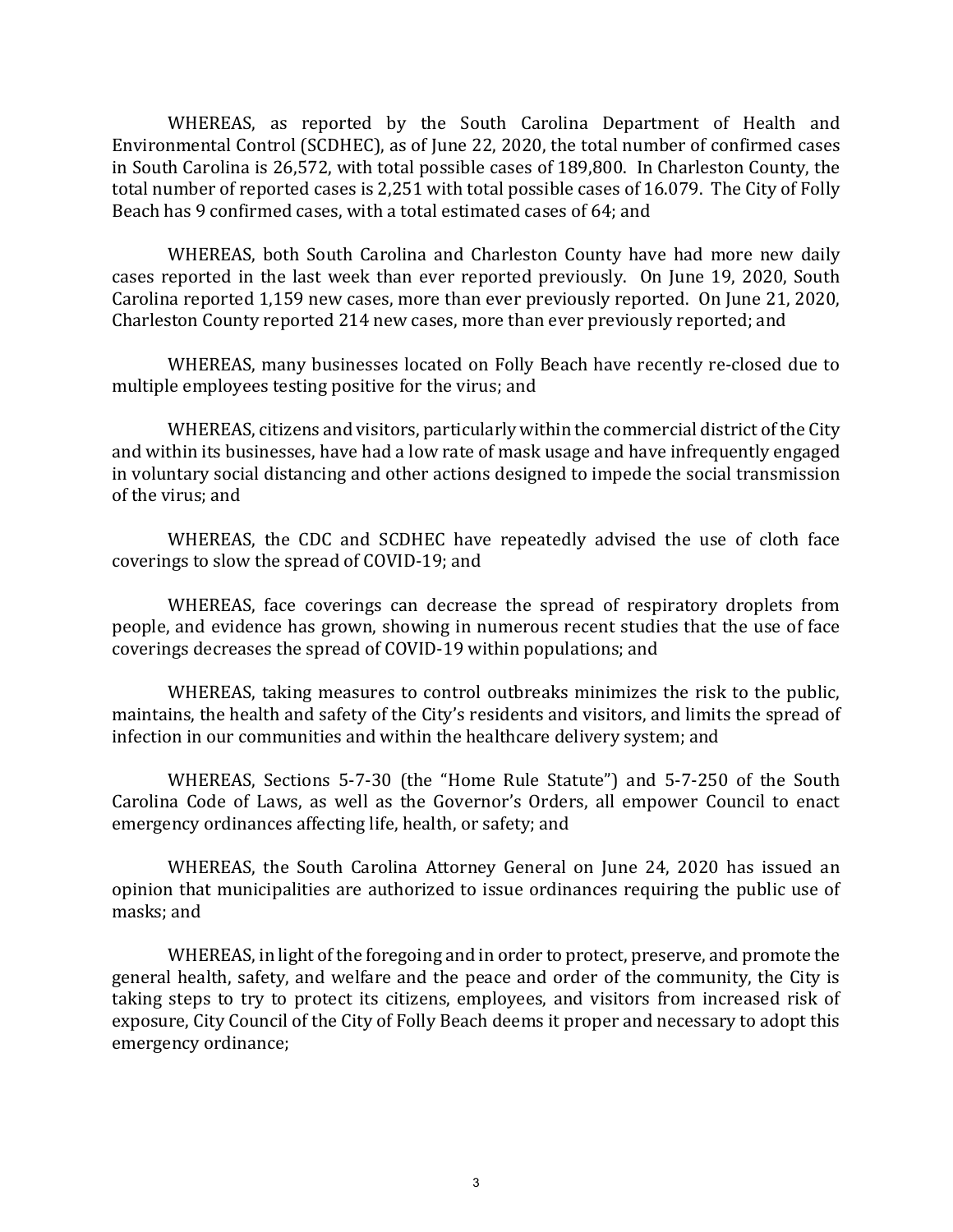WHEREAS, as reported by the South Carolina Department of Health and Environmental Control (SCDHEC), as of June 22, 2020, the total number of confirmed cases in South Carolina is 26,572, with total possible cases of 189,800. In Charleston County, the total number of reported cases is 2,251 with total possible cases of 16.079. The City of Folly Beach has 9 confirmed cases, with a total estimated cases of 64; and

WHEREAS, both South Carolina and Charleston County have had more new daily cases reported in the last week than ever reported previously. On June 19, 2020, South Carolina reported 1,159 new cases, more than ever previously reported. On June 21, 2020, Charleston County reported 214 new cases, more than ever previously reported; and

WHEREAS, many businesses located on Folly Beach have recently re-closed due to multiple employees testing positive for the virus; and

WHEREAS, citizens and visitors, particularly within the commercial district of the City and within its businesses, have had a low rate of mask usage and have infrequently engaged in voluntary social distancing and other actions designed to impede the social transmission of the virus; and

WHEREAS, the CDC and SCDHEC have repeatedly advised the use of cloth face coverings to slow the spread of COVID-19; and

WHEREAS, face coverings can decrease the spread of respiratory droplets from people, and evidence has grown, showing in numerous recent studies that the use of face coverings decreases the spread of COVID-19 within populations; and

WHEREAS, taking measures to control outbreaks minimizes the risk to the public, maintains, the health and safety of the City's residents and visitors, and limits the spread of infection in our communities and within the healthcare delivery system; and

WHEREAS, Sections 5-7-30 (the "Home Rule Statute") and 5-7-250 of the South Carolina Code of Laws, as well as the Governor's Orders, all empower Council to enact emergency ordinances affecting life, health, or safety; and

WHEREAS, the South Carolina Attorney General on June 24, 2020 has issued an opinion that municipalities are authorized to issue ordinances requiring the public use of masks; and

WHEREAS, in light of the foregoing and in order to protect, preserve, and promote the general health, safety, and welfare and the peace and order of the community, the City is taking steps to try to protect its citizens, employees, and visitors from increased risk of exposure, City Council of the City of Folly Beach deems it proper and necessary to adopt this emergency ordinance;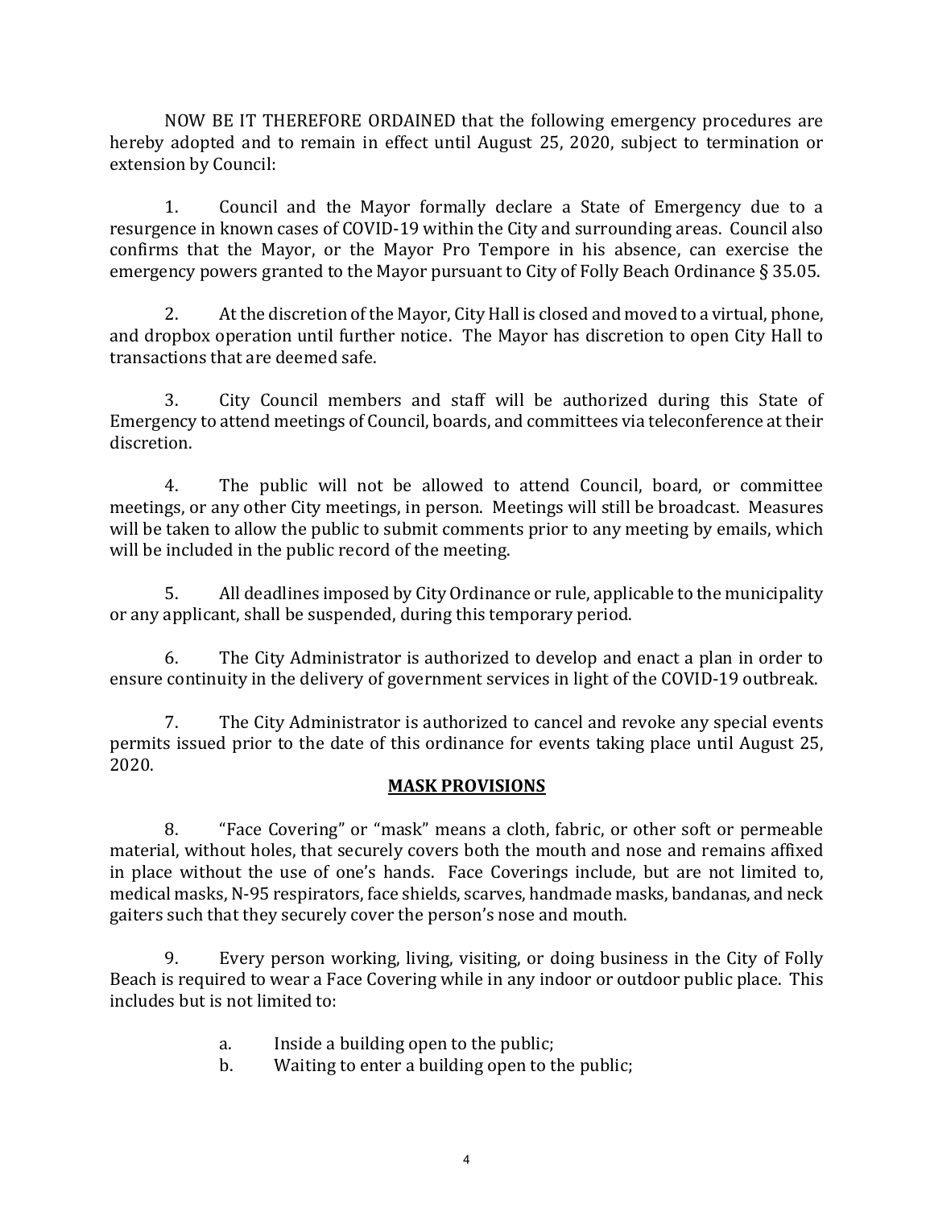NOW BE IT THEREFORE ORDAINED that the following emergency procedures are hereby adopted and to remain in effect until August 25, 2020, subject to termination or extension by Council:

1. Council and the Mayor formally declare a State of Emergency due to a resurgence in known cases of COVID-19 within the City and surrounding areas. Council also confirms that the Mayor, or the Mayor Pro Tempore in his absence, can exercise the emergency powers granted to the Mayor pursuant to City of Folly Beach Ordinance § 35.05.

2. At the discretion of the Mayor, City Hall is closed and moved to a virtual, phone, and dropbox operation until further notice. The Mayor has discretion to open City Hall to transactions that are deemed safe.

3. City Council members and staff will be authorized during this State of Emergency to attend meetings of Council, boards, and committees via teleconference at their discretion.

4. The public will not be allowed to attend Council, board, or committee meetings, or any other City meetings, in person. Meetings will still be broadcast. Measures will be taken to allow the public to submit comments prior to any meeting by emails, which will be included in the public record of the meeting.

5. All deadlines imposed by City Ordinance or rule, applicable to the municipality or any applicant, shall be suspended, during this temporary period.

6. The City Administrator is authorized to develop and enact a plan in order to ensure continuity in the delivery of government services in light of the COVID-19 outbreak.

7. The City Administrator is authorized to cancel and revoke any special events permits issued prior to the date of this ordinance for events taking place until August 25, 2020.

**MASK PROVISIONS**

8. "Face Covering" or "mask" means a cloth, fabric, or other soft or permeable material, without holes, that securely covers both the mouth and nose and remains affixed in place without the use of one's hands. Face Coverings include, but are not limited to, medical masks, N-95 respirators, face shields, scarves, handmade masks, bandanas, and neck gaiters such that they securely cover the person's nose and mouth.

9. Every person working, living, visiting, or doing business in the City of Folly Beach is required to wear a Face Covering while in any indoor or outdoor public place. This includes but is not limited to:

   a. Inside a building open to the public;
   b. Waiting to enter a building open to the public;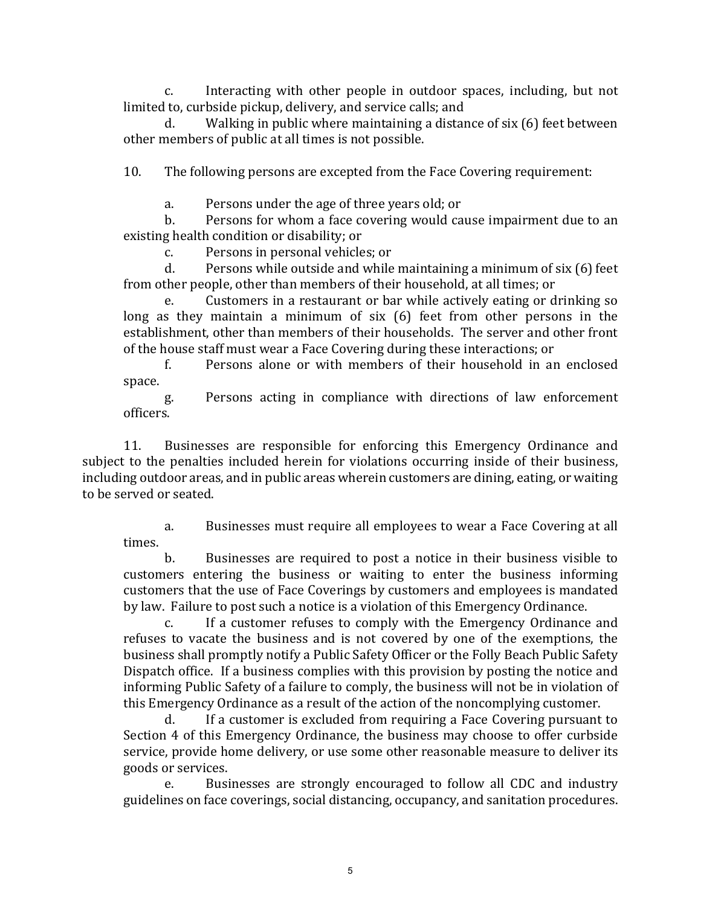c. Interacting with other people in outdoor spaces, including, but not limited to, curbside pickup, delivery, and service calls; and

d. Walking in public where maintaining a distance of six (6) feet between other members of public at all times is not possible.

10. The following persons are excepted from the Face Covering requirement:

a. Persons under the age of three years old; or

b. Persons for whom a face covering would cause impairment due to an existing health condition or disability; or

c. Persons in personal vehicles; or

d. Persons while outside and while maintaining a minimum of six (6) feet from other people, other than members of their household, at all times; or

e. Customers in a restaurant or bar while actively eating or drinking so long as they maintain a minimum of six (6) feet from other persons in the establishment, other than members of their households. The server and other front of the house staff must wear a Face Covering during these interactions; or

f. Persons alone or with members of their household in an enclosed space.

g. Persons acting in compliance with directions of law enforcement officers.

11. Businesses are responsible for enforcing this Emergency Ordinance and subject to the penalties included herein for violations occurring inside of their business, including outdoor areas, and in public areas wherein customers are dining, eating, or waiting to be served or seated.

a. Businesses must require all employees to wear a Face Covering at all times.

b. Businesses are required to post a notice in their business visible to customers entering the business or waiting to enter the business informing customers that the use of Face Coverings by customers and employees is mandated by law. Failure to post such a notice is a violation of this Emergency Ordinance.

c. If a customer refuses to comply with the Emergency Ordinance and refuses to vacate the business and is not covered by one of the exemptions, the business shall promptly notify a Public Safety Officer or the Folly Beach Public Safety Dispatch office. If a business complies with this provision by posting the notice and informing Public Safety of a failure to comply, the business will not be in violation of this Emergency Ordinance as a result of the action of the noncomplying customer.

d. If a customer is excluded from requiring a Face Covering pursuant to Section 4 of this Emergency Ordinance, the business may choose to offer curbside service, provide home delivery, or use some other reasonable measure to deliver its goods or services.

e. Businesses are strongly encouraged to follow all CDC and industry guidelines on face coverings, social distancing, occupancy, and sanitation procedures.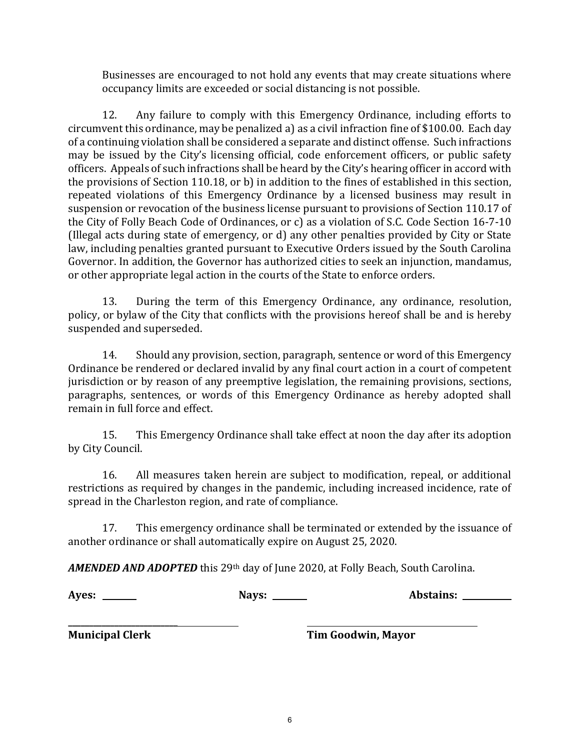Businesses are encouraged to not hold any events that may create situations where occupancy limits are exceeded or social distancing is not possible.

12. Any failure to comply with this Emergency Ordinance, including efforts to circumvent this ordinance, may be penalized a) as a civil infraction fine of $100.00. Each day of a continuing violation shall be considered a separate and distinct offense. Such infractions may be issued by the City's licensing official, code enforcement officers, or public safety officers. Appeals of such infractions shall be heard by the City's hearing officer in accord with the provisions of Section 110.18, or b) in addition to the fines of established in this section, repeated violations of this Emergency Ordinance by a licensed business may result in suspension or revocation of the business license pursuant to provisions of Section 110.17 of the City of Folly Beach Code of Ordinances, or c) as a violation of S.C. Code Section 16-7-10 (Illegal acts during state of emergency, or d) any other penalties provided by City or State law, including penalties granted pursuant to Executive Orders issued by the South Carolina Governor. In addition, the Governor has authorized cities to seek an injunction, mandamus, or other appropriate legal action in the courts of the State to enforce orders.

13. During the term of this Emergency Ordinance, any ordinance, resolution, policy, or bylaw of the City that conflicts with the provisions hereof shall be and is hereby suspended and superseded.

14. Should any provision, section, paragraph, sentence or word of this Emergency Ordinance be rendered or declared invalid by any final court action in a court of competent jurisdiction or by reason of any preemptive legislation, the remaining provisions, sections, paragraphs, sentences, or words of this Emergency Ordinance as hereby adopted shall remain in full force and effect.

15. This Emergency Ordinance shall take effect at noon the day after its adoption by City Council.

16. All measures taken herein are subject to modification, repeal, or additional restrictions as required by changes in the pandemic, including increased incidence, rate of spread in the Charleston region, and rate of compliance.

17. This emergency ordinance shall be terminated or extended by the issuance of another ordinance or shall automatically expire on August 25, 2020.

***AMENDED AND ADOPTED*** this 29th day of June 2020, at Folly Beach, South Carolina.

**Ayes:** ________ **Nays:** ________ **Abstains:** ________

______________________________ ______________________________

**Municipal Clerk** **Tim Goodwin, Mayor**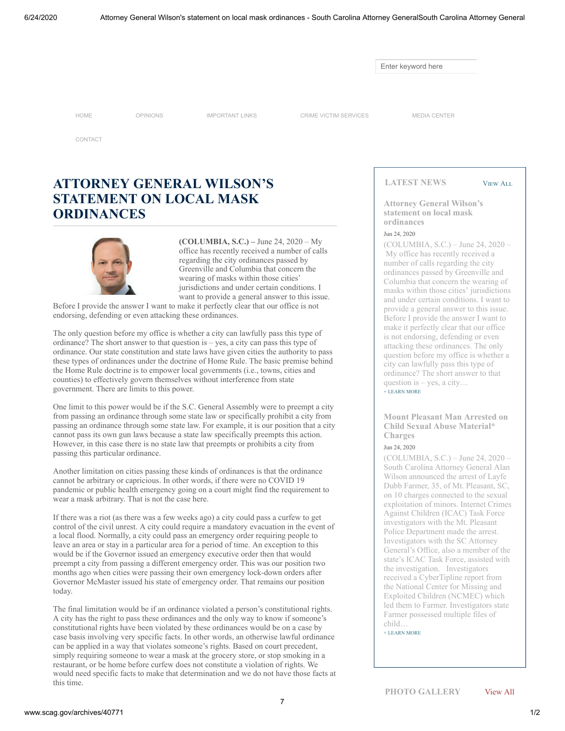Enter keyword here

HOME OPINIONS IMPORTANT LINKS CRIME VICTIM SERVICES MEDIA CENTER CONTACT

# ATTORNEY GENERAL WILSON'S STATEMENT ON LOCAL MASK ORDINANCES

**(COLUMBIA, S.C.) –** June 24, 2020 – My office has recently received a number of calls regarding the city ordinances passed by Greenville and Columbia that concern the wearing of masks within those cities' jurisdictions and under certain conditions. I want to provide a general answer to this issue. Before I provide the answer I want to make it perfectly clear that our office is not endorsing, defending or even attacking these ordinances.

The only question before my office is whether a city can lawfully pass this type of ordinance? The short answer to that question is – yes, a city can pass this type of ordinance. Our state constitution and state laws have given cities the authority to pass these types of ordinances under the doctrine of Home Rule. The basic premise behind the Home Rule doctrine is to empower local governments (i.e., towns, cities and counties) to effectively govern themselves without interference from state government. There are limits to this power.

One limit to this power would be if the S.C. General Assembly were to preempt a city from passing an ordinance through some state law or specifically prohibit a city from passing an ordinance through some state law. For example, it is our position that a city cannot pass its own gun laws because a state law specifically preempts this action. However, in this case there is no state law that preempts or prohibits a city from passing this particular ordinance.

Another limitation on cities passing these kinds of ordinances is that the ordinance cannot be arbitrary or capricious. In other words, if there were no COVID 19 pandemic or public health emergency going on a court might find the requirement to wear a mask arbitrary. That is not the case here.

If there was a riot (as there was a few weeks ago) a city could pass a curfew to get control of the civil unrest. A city could require a mandatory evacuation in the event of a local flood. Normally, a city could pass an emergency order requiring people to leave an area or stay in a particular area for a period of time. An exception to this would be if the Governor issued an emergency executive order then that would preempt a city from passing a different emergency order. This was our position two months ago when cities were passing their own emergency lock-down orders after Governor McMaster issued his state of emergency order. That remains our position today.

The final limitation would be if an ordinance violated a person's constitutional rights. A city has the right to pass these ordinances and the only way to know if someone's constitutional rights have been violated by these ordinances would be on a case by case basis involving very specific facts. In other words, an otherwise lawful ordinance can be applied in a way that violates someone's rights. Based on court precedent, simply requiring someone to wear a mask at the grocery store, or stop smoking in a restaurant, or be home before curfew does not constitute a violation of rights. We would need specific facts to make that determination and we do not have those facts at this time.

## LATEST NEWS

View All

### Attorney General Wilson's statement on local mask ordinances

Jun 24, 2020

(COLUMBIA, S.C.) – June 24, 2020 – My office has recently received a number of calls regarding the city ordinances passed by Greenville and Columbia that concern the wearing of masks within those cities' jurisdictions and under certain conditions. I want to provide a general answer to this issue. Before I provide the answer I want to make it perfectly clear that our office is not endorsing, defending or even attacking these ordinances. The only question before my office is whether a city can lawfully pass this type of ordinance? The short answer to that question is – yes, a city…

+ LEARN MORE

### Mount Pleasant Man Arrested on Child Sexual Abuse Material* Charges

Jun 24, 2020

(COLUMBIA, S.C.) – June 24, 2020 – South Carolina Attorney General Alan Wilson announced the arrest of Layfe Dubb Farmer, 35, of Mt. Pleasant, SC, on 10 charges connected to the sexual exploitation of minors. Internet Crimes Against Children (ICAC) Task Force investigators with the Mt. Pleasant Police Department made the arrest. Investigators with the SC Attorney General's Office, also a member of the state's ICAC Task Force, assisted with the investigation. Investigators received a CyberTipline report from the National Center for Missing and Exploited Children (NCMEC) which led them to Farmer. Investigators state Farmer possessed multiple files of child…

+ LEARN MORE

## PHOTO GALLERY

View All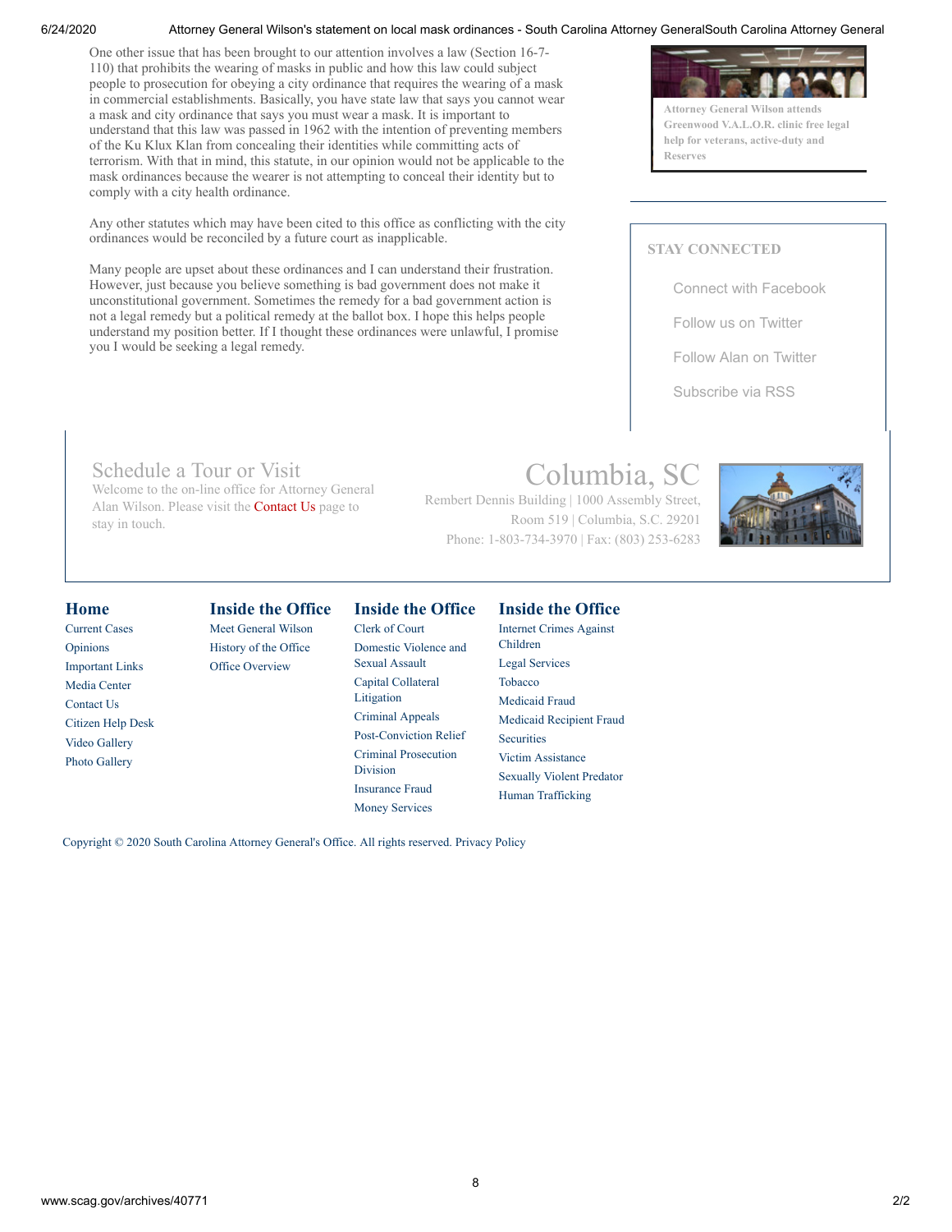One other issue that has been brought to our attention involves a law (Section 16-7-110) that prohibits the wearing of masks in public and how this law could subject people to prosecution for obeying a city ordinance that requires the wearing of a mask in commercial establishments. Basically, you have state law that says you cannot wear a mask and city ordinance that says you must wear a mask. It is important to understand that this law was passed in 1962 with the intention of preventing members of the Ku Klux Klan from concealing their identities while committing acts of terrorism. With that in mind, this statute, in our opinion would not be applicable to the mask ordinances because the wearer is not attempting to conceal their identity but to comply with a city health ordinance.

Any other statutes which may have been cited to this office as conflicting with the city ordinances would be reconciled by a future court as inapplicable.

Many people are upset about these ordinances and I can understand their frustration. However, just because you believe something is bad government does not make it unconstitutional government. Sometimes the remedy for a bad government action is not a legal remedy but a political remedy at the ballot box. I hope this helps people understand my position better. If I thought these ordinances were unlawful, I promise you I would be seeking a legal remedy.

Attorney General Wilson attends Greenwood V.A.L.O.R. clinic free legal help for veterans, active-duty and Reserves

**STAY CONNECTED**

Connect with Facebook

Follow us on Twitter

Follow Alan on Twitter

Subscribe via RSS

## Schedule a Tour or Visit

Welcome to the on-line office for Attorney General Alan Wilson. Please visit the Contact Us page to stay in touch.

## Columbia, SC

Rembert Dennis Building | 1000 Assembly Street, Room 519 | Columbia, S.C. 29201
Phone: 1-803-734-3970 | Fax: (803) 253-6283

### Home

- Current Cases
- Opinions
- Important Links
- Media Center
- Contact Us
- Citizen Help Desk
- Video Gallery
- Photo Gallery

### Inside the Office

- Meet General Wilson
- History of the Office
- Office Overview

### Inside the Office

- Clerk of Court
- Domestic Violence and Sexual Assault
- Capital Collateral Litigation
- Criminal Appeals
- Post-Conviction Relief
- Criminal Prosecution Division
- Insurance Fraud
- Money Services

### Inside the Office

- Internet Crimes Against Children
- Legal Services
- Tobacco
- Medicaid Fraud
- Medicaid Recipient Fraud
- Securities
- Victim Assistance
- Sexually Violent Predator
- Human Trafficking

Copyright © 2020 South Carolina Attorney General's Office. All rights reserved. Privacy Policy